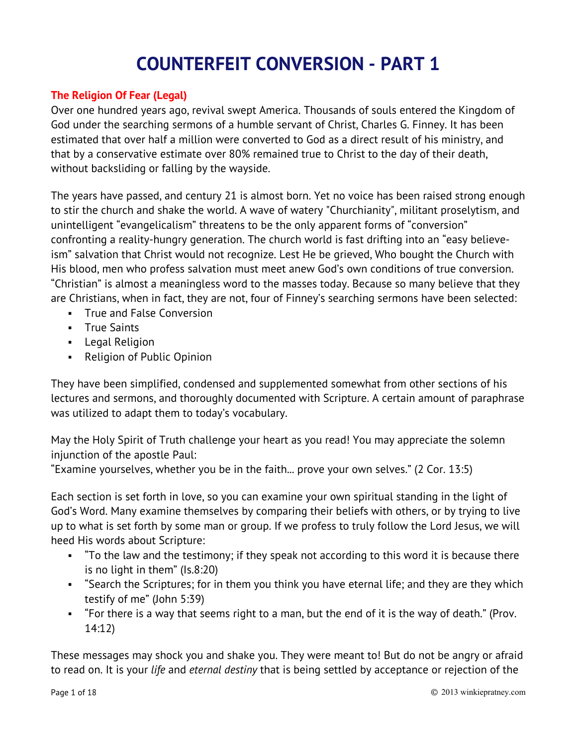# COUNTERFEIT CONVERSION - PART 1

## The Religion Of Fear (Legal)

Over one hundred years ago, revival swept America. Thousands of souls entered the Kingdom of God under the searching sermons of a humble servant of Christ, Charles G. Finney. It has been estimated that over half a million were converted to God as a direct result of his ministry, and that by a conservative estimate over 80% remained true to Christ to the day of their death, without backsliding or falling by the wayside.

The years have passed, and century 21 is almost born. Yet no voice has been raised strong enough to stir the church and shake the world. A wave of watery "Churchianity", militant proselytism, and unintelligent "evangelicalism" threatens to be the only apparent forms of "conversion" confronting a reality-hungry generation. The church world is fast drifting into an "easy believe-ism" salvation that Christ would not recognize. Lest He be grieved, Who bought the Church with His blood, men who profess salvation must meet anew God's own conditions of true conversion. "Christian" is almost a meaningless word to the masses today. Because so many believe that they are Christians, when in fact, they are not, four of Finney's searching sermons have been selected:

- True and False Conversion
- True Saints
- Legal Religion
- Religion of Public Opinion

They have been simplified, condensed and supplemented somewhat from other sections of his lectures and sermons, and thoroughly documented with Scripture. A certain amount of paraphrase was utilized to adapt them to today's vocabulary.

May the Holy Spirit of Truth challenge your heart as you read! You may appreciate the solemn injunction of the apostle Paul:
"Examine yourselves, whether you be in the faith... prove your own selves." (2 Cor. 13:5)

Each section is set forth in love, so you can examine your own spiritual standing in the light of God's Word. Many examine themselves by comparing their beliefs with others, or by trying to live up to what is set forth by some man or group. If we profess to truly follow the Lord Jesus, we will heed His words about Scripture:

- "To the law and the testimony; if they speak not according to this word it is because there is no light in them" (Is.8:20)
- "Search the Scriptures; for in them you think you have eternal life; and they are they which testify of me" (John 5:39)
- "For there is a way that seems right to a man, but the end of it is the way of death." (Prov. 14:12)

These messages may shock you and shake you. They were meant to! But do not be angry or afraid to read on. It is your *life* and *eternal destiny* that is being settled by acceptance or rejection of the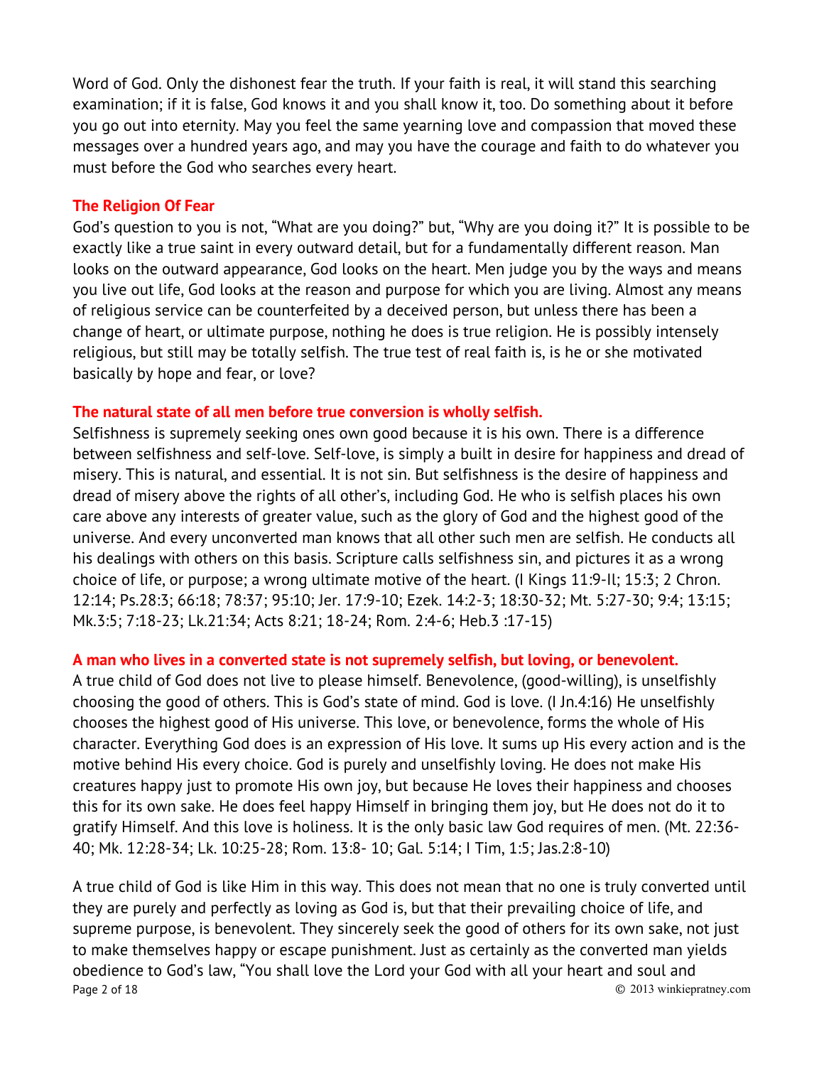Word of God. Only the dishonest fear the truth. If your faith is real, it will stand this searching examination; if it is false, God knows it and you shall know it, too. Do something about it before you go out into eternity. May you feel the same yearning love and compassion that moved these messages over a hundred years ago, and may you have the courage and faith to do whatever you must before the God who searches every heart.

## The Religion Of Fear

God's question to you is not, "What are you doing?" but, "Why are you doing it?" It is possible to be exactly like a true saint in every outward detail, but for a fundamentally different reason. Man looks on the outward appearance, God looks on the heart. Men judge you by the ways and means you live out life, God looks at the reason and purpose for which you are living. Almost any means of religious service can be counterfeited by a deceived person, but unless there has been a change of heart, or ultimate purpose, nothing he does is true religion. He is possibly intensely religious, but still may be totally selfish. The true test of real faith is, is he or she motivated basically by hope and fear, or love?

### The natural state of all men before true conversion is wholly selfish.

Selfishness is supremely seeking ones own good because it is his own. There is a difference between selfishness and self-love. Self-love, is simply a built in desire for happiness and dread of misery. This is natural, and essential. It is not sin. But selfishness is the desire of happiness and dread of misery above the rights of all other's, including God. He who is selfish places his own care above any interests of greater value, such as the glory of God and the highest good of the universe. And every unconverted man knows that all other such men are selfish. He conducts all his dealings with others on this basis. Scripture calls selfishness sin, and pictures it as a wrong choice of life, or purpose; a wrong ultimate motive of the heart. (I Kings 11:9-Il; 15:3; 2 Chron. 12:14; Ps.28:3; 66:18; 78:37; 95:10; Jer. 17:9-10; Ezek. 14:2-3; 18:30-32; Mt. 5:27-30; 9:4; 13:15; Mk.3:5; 7:18-23; Lk.21:34; Acts 8:21; 18-24; Rom. 2:4-6; Heb.3 :17-15)

### A man who lives in a converted state is not supremely selfish, but loving, or benevolent.

A true child of God does not live to please himself. Benevolence, (good-willing), is unselfishly choosing the good of others. This is God's state of mind. God is love. (I Jn.4:16) He unselfishly chooses the highest good of His universe. This love, or benevolence, forms the whole of His character. Everything God does is an expression of His love. It sums up His every action and is the motive behind His every choice. God is purely and unselfishly loving. He does not make His creatures happy just to promote His own joy, but because He loves their happiness and chooses this for its own sake. He does feel happy Himself in bringing them joy, but He does not do it to gratify Himself. And this love is holiness. It is the only basic law God requires of men. (Mt. 22:36-40; Mk. 12:28-34; Lk. 10:25-28; Rom. 13:8- 10; Gal. 5:14; I Tim, 1:5; Jas.2:8-10)

A true child of God is like Him in this way. This does not mean that no one is truly converted until they are purely and perfectly as loving as God is, but that their prevailing choice of life, and supreme purpose, is benevolent. They sincerely seek the good of others for its own sake, not just to make themselves happy or escape punishment. Just as certainly as the converted man yields obedience to God's law, "You shall love the Lord your God with all your heart and soul and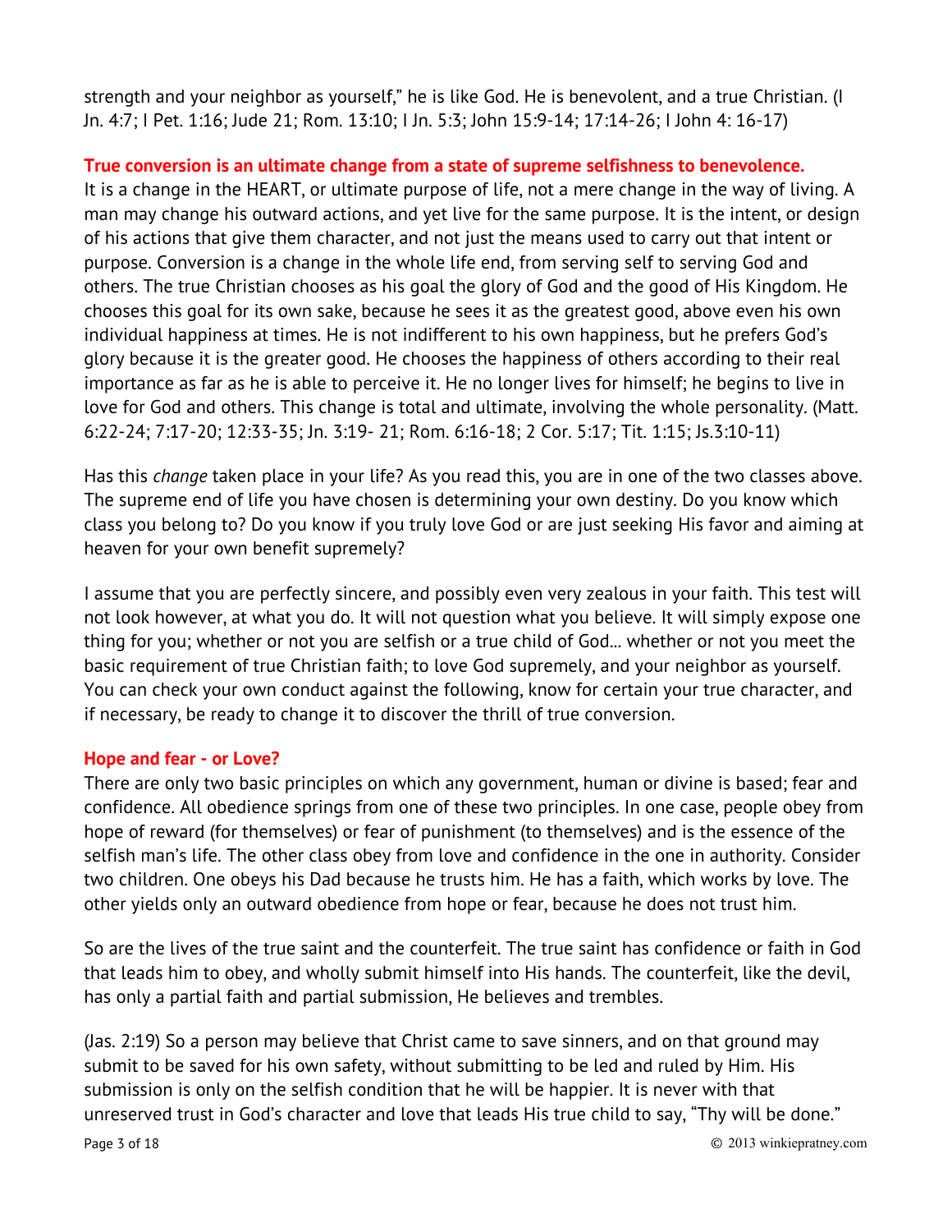strength and your neighbor as yourself," he is like God. He is benevolent, and a true Christian. (I Jn. 4:7; I Pet. 1:16; Jude 21; Rom. 13:10; I Jn. 5:3; John 15:9-14; 17:14-26; I John 4: 16-17)

**True conversion is an ultimate change from a state of supreme selfishness to benevolence.**
It is a change in the HEART, or ultimate purpose of life, not a mere change in the way of living. A man may change his outward actions, and yet live for the same purpose. It is the intent, or design of his actions that give them character, and not just the means used to carry out that intent or purpose. Conversion is a change in the whole life end, from serving self to serving God and others. The true Christian chooses as his goal the glory of God and the good of His Kingdom. He chooses this goal for its own sake, because he sees it as the greatest good, above even his own individual happiness at times. He is not indifferent to his own happiness, but he prefers God's glory because it is the greater good. He chooses the happiness of others according to their real importance as far as he is able to perceive it. He no longer lives for himself; he begins to live in love for God and others. This change is total and ultimate, involving the whole personality. (Matt. 6:22-24; 7:17-20; 12:33-35; Jn. 3:19- 21; Rom. 6:16-18; 2 Cor. 5:17; Tit. 1:15; Js.3:10-11)

Has this *change* taken place in your life? As you read this, you are in one of the two classes above. The supreme end of life you have chosen is determining your own destiny. Do you know which class you belong to? Do you know if you truly love God or are just seeking His favor and aiming at heaven for your own benefit supremely?

I assume that you are perfectly sincere, and possibly even very zealous in your faith. This test will not look however, at what you do. It will not question what you believe. It will simply expose one thing for you; whether or not you are selfish or a true child of God... whether or not you meet the basic requirement of true Christian faith; to love God supremely, and your neighbor as yourself. You can check your own conduct against the following, know for certain your true character, and if necessary, be ready to change it to discover the thrill of true conversion.

**Hope and fear - or Love?**
There are only two basic principles on which any government, human or divine is based; fear and confidence. All obedience springs from one of these two principles. In one case, people obey from hope of reward (for themselves) or fear of punishment (to themselves) and is the essence of the selfish man's life. The other class obey from love and confidence in the one in authority. Consider two children. One obeys his Dad because he trusts him. He has a faith, which works by love. The other yields only an outward obedience from hope or fear, because he does not trust him.

So are the lives of the true saint and the counterfeit. The true saint has confidence or faith in God that leads him to obey, and wholly submit himself into His hands. The counterfeit, like the devil, has only a partial faith and partial submission, He believes and trembles.

(Jas. 2:19) So a person may believe that Christ came to save sinners, and on that ground may submit to be saved for his own safety, without submitting to be led and ruled by Him. His submission is only on the selfish condition that he will be happier. It is never with that unreserved trust in God's character and love that leads His true child to say, "Thy will be done."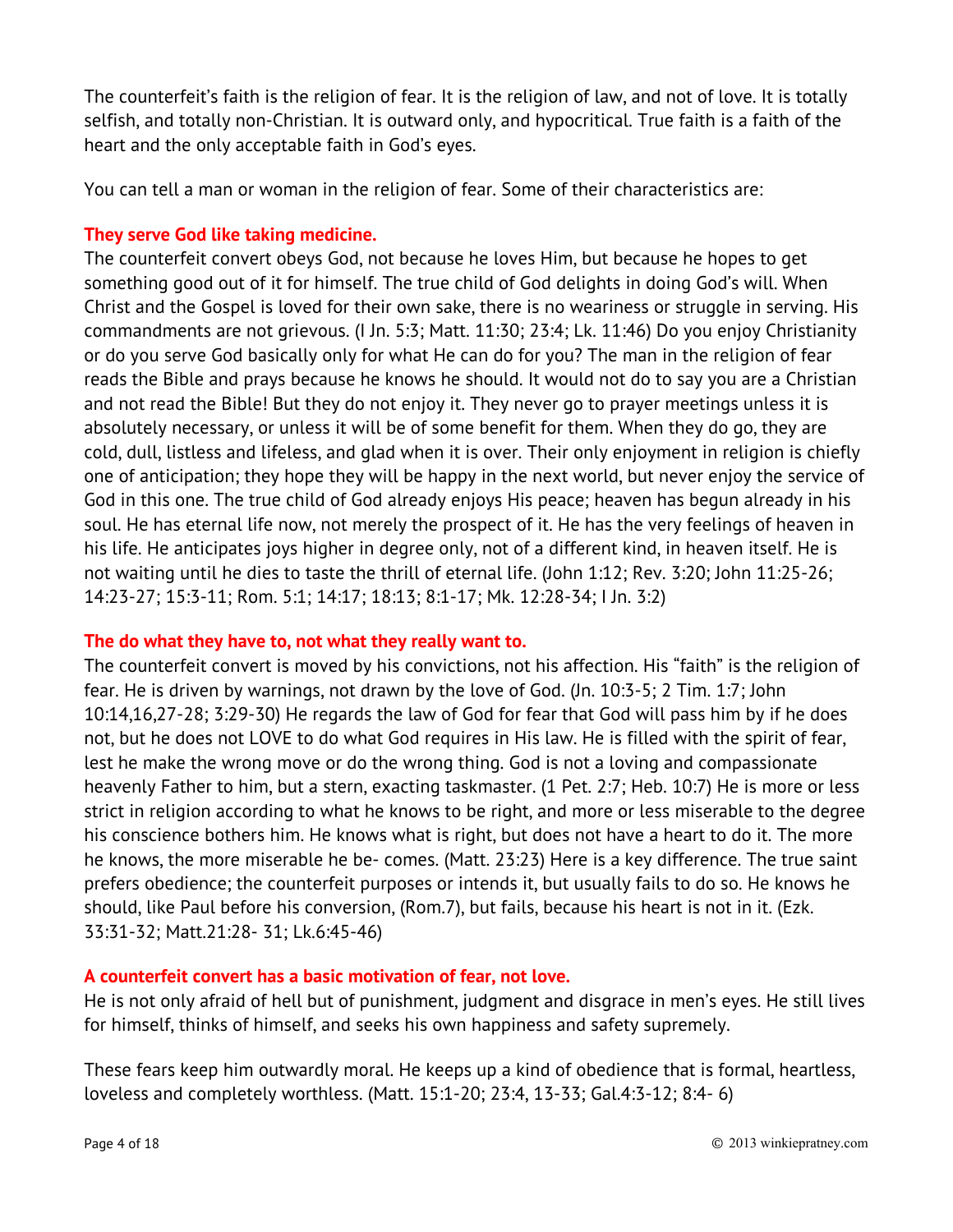The counterfeit's faith is the religion of fear. It is the religion of law, and not of love. It is totally selfish, and totally non-Christian. It is outward only, and hypocritical. True faith is a faith of the heart and the only acceptable faith in God's eyes.

You can tell a man or woman in the religion of fear. Some of their characteristics are:

**They serve God like taking medicine.**

The counterfeit convert obeys God, not because he loves Him, but because he hopes to get something good out of it for himself. The true child of God delights in doing God's will. When Christ and the Gospel is loved for their own sake, there is no weariness or struggle in serving. His commandments are not grievous. (I Jn. 5:3; Matt. 11:30; 23:4; Lk. 11:46) Do you enjoy Christianity or do you serve God basically only for what He can do for you? The man in the religion of fear reads the Bible and prays because he knows he should. It would not do to say you are a Christian and not read the Bible! But they do not enjoy it. They never go to prayer meetings unless it is absolutely necessary, or unless it will be of some benefit for them. When they do go, they are cold, dull, listless and lifeless, and glad when it is over. Their only enjoyment in religion is chiefly one of anticipation; they hope they will be happy in the next world, but never enjoy the service of God in this one. The true child of God already enjoys His peace; heaven has begun already in his soul. He has eternal life now, not merely the prospect of it. He has the very feelings of heaven in his life. He anticipates joys higher in degree only, not of a different kind, in heaven itself. He is not waiting until he dies to taste the thrill of eternal life. (John 1:12; Rev. 3:20; John 11:25-26; 14:23-27; 15:3-11; Rom. 5:1; 14:17; 18:13; 8:1-17; Mk. 12:28-34; I Jn. 3:2)

**The do what they have to, not what they really want to.**

The counterfeit convert is moved by his convictions, not his affection. His "faith" is the religion of fear. He is driven by warnings, not drawn by the love of God. (Jn. 10:3-5; 2 Tim. 1:7; John 10:14,16,27-28; 3:29-30) He regards the law of God for fear that God will pass him by if he does not, but he does not LOVE to do what God requires in His law. He is filled with the spirit of fear, lest he make the wrong move or do the wrong thing. God is not a loving and compassionate heavenly Father to him, but a stern, exacting taskmaster. (1 Pet. 2:7; Heb. 10:7) He is more or less strict in religion according to what he knows to be right, and more or less miserable to the degree his conscience bothers him. He knows what is right, but does not have a heart to do it. The more he knows, the more miserable he be- comes. (Matt. 23:23) Here is a key difference. The true saint prefers obedience; the counterfeit purposes or intends it, but usually fails to do so. He knows he should, like Paul before his conversion, (Rom.7), but fails, because his heart is not in it. (Ezk. 33:31-32; Matt.21:28- 31; Lk.6:45-46)

**A counterfeit convert has a basic motivation of fear, not love.**

He is not only afraid of hell but of punishment, judgment and disgrace in men's eyes. He still lives for himself, thinks of himself, and seeks his own happiness and safety supremely.

These fears keep him outwardly moral. He keeps up a kind of obedience that is formal, heartless, loveless and completely worthless. (Matt. 15:1-20; 23:4, 13-33; Gal.4:3-12; 8:4- 6)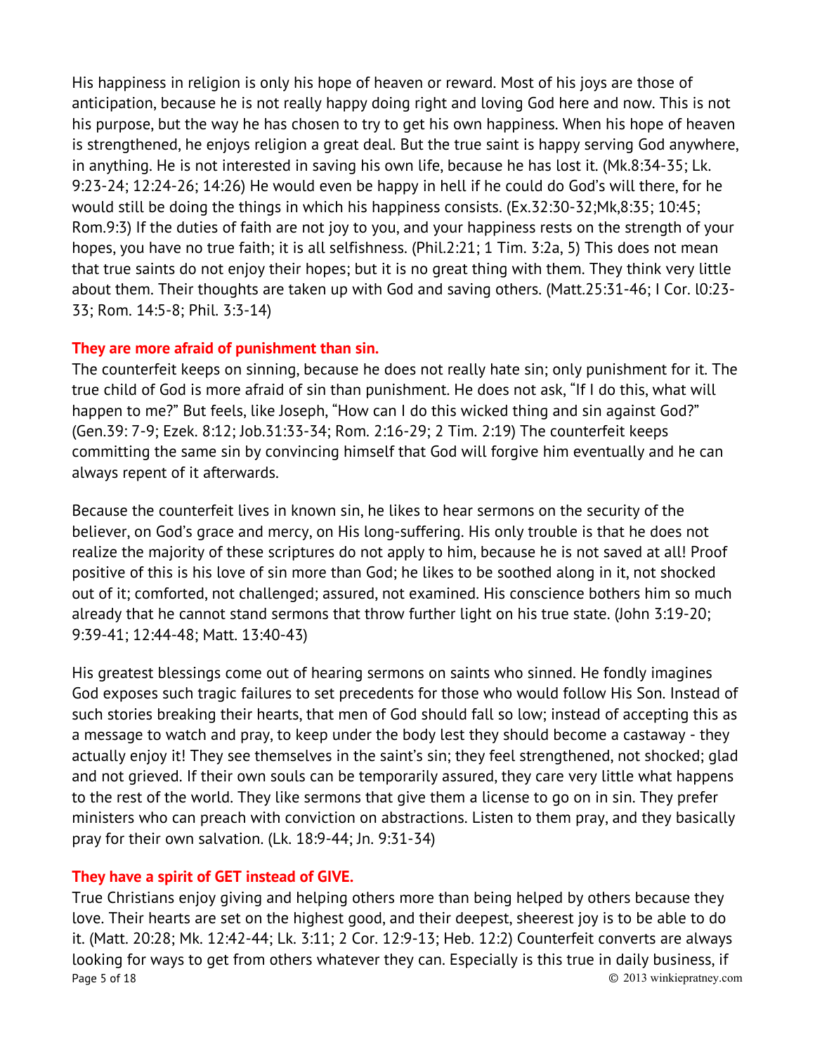His happiness in religion is only his hope of heaven or reward. Most of his joys are those of anticipation, because he is not really happy doing right and loving God here and now. This is not his purpose, but the way he has chosen to try to get his own happiness. When his hope of heaven is strengthened, he enjoys religion a great deal. But the true saint is happy serving God anywhere, in anything. He is not interested in saving his own life, because he has lost it. (Mk.8:34-35; Lk. 9:23-24; 12:24-26; 14:26) He would even be happy in hell if he could do God's will there, for he would still be doing the things in which his happiness consists. (Ex.32:30-32;Mk,8:35; 10:45; Rom.9:3) If the duties of faith are not joy to you, and your happiness rests on the strength of your hopes, you have no true faith; it is all selfishness. (Phil.2:21; 1 Tim. 3:2a, 5) This does not mean that true saints do not enjoy their hopes; but it is no great thing with them. They think very little about them. Their thoughts are taken up with God and saving others. (Matt.25:31-46; I Cor. l0:23-33; Rom. 14:5-8; Phil. 3:3-14)

**They are more afraid of punishment than sin.**

The counterfeit keeps on sinning, because he does not really hate sin; only punishment for it. The true child of God is more afraid of sin than punishment. He does not ask, "If I do this, what will happen to me?" But feels, like Joseph, "How can I do this wicked thing and sin against God?" (Gen.39: 7-9; Ezek. 8:12; Job.31:33-34; Rom. 2:16-29; 2 Tim. 2:19) The counterfeit keeps committing the same sin by convincing himself that God will forgive him eventually and he can always repent of it afterwards.

Because the counterfeit lives in known sin, he likes to hear sermons on the security of the believer, on God's grace and mercy, on His long-suffering. His only trouble is that he does not realize the majority of these scriptures do not apply to him, because he is not saved at all! Proof positive of this is his love of sin more than God; he likes to be soothed along in it, not shocked out of it; comforted, not challenged; assured, not examined. His conscience bothers him so much already that he cannot stand sermons that throw further light on his true state. (John 3:19-20; 9:39-41; 12:44-48; Matt. 13:40-43)

His greatest blessings come out of hearing sermons on saints who sinned. He fondly imagines God exposes such tragic failures to set precedents for those who would follow His Son. Instead of such stories breaking their hearts, that men of God should fall so low; instead of accepting this as a message to watch and pray, to keep under the body lest they should become a castaway - they actually enjoy it! They see themselves in the saint's sin; they feel strengthened, not shocked; glad and not grieved. If their own souls can be temporarily assured, they care very little what happens to the rest of the world. They like sermons that give them a license to go on in sin. They prefer ministers who can preach with conviction on abstractions. Listen to them pray, and they basically pray for their own salvation. (Lk. 18:9-44; Jn. 9:31-34)

**They have a spirit of GET instead of GIVE.**

True Christians enjoy giving and helping others more than being helped by others because they love. Their hearts are set on the highest good, and their deepest, sheerest joy is to be able to do it. (Matt. 20:28; Mk. 12:42-44; Lk. 3:11; 2 Cor. 12:9-13; Heb. 12:2) Counterfeit converts are always looking for ways to get from others whatever they can. Especially is this true in daily business, if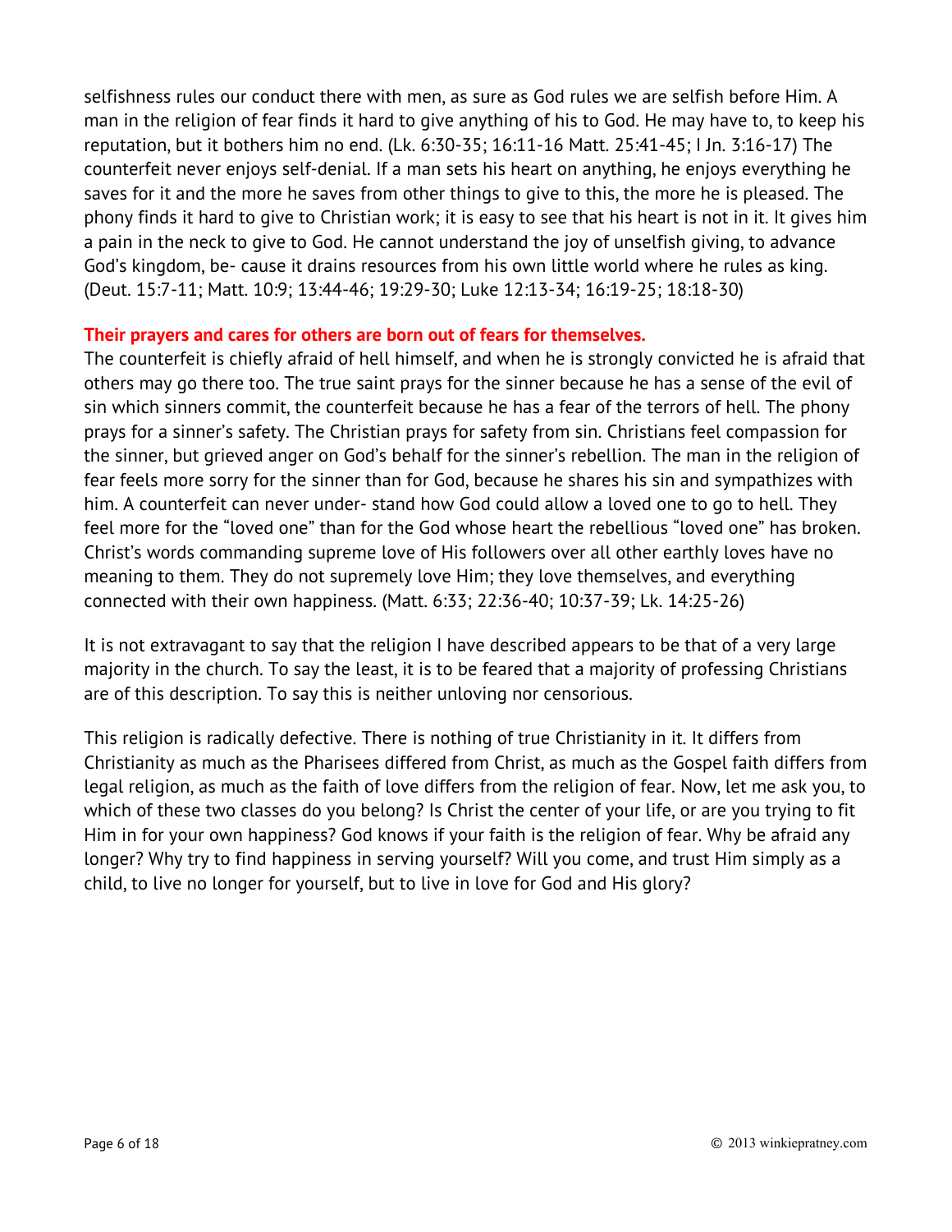selfishness rules our conduct there with men, as sure as God rules we are selfish before Him. A man in the religion of fear finds it hard to give anything of his to God. He may have to, to keep his reputation, but it bothers him no end. (Lk. 6:30-35; 16:11-16 Matt. 25:41-45; I Jn. 3:16-17) The counterfeit never enjoys self-denial. If a man sets his heart on anything, he enjoys everything he saves for it and the more he saves from other things to give to this, the more he is pleased. The phony finds it hard to give to Christian work; it is easy to see that his heart is not in it. It gives him a pain in the neck to give to God. He cannot understand the joy of unselfish giving, to advance God's kingdom, be- cause it drains resources from his own little world where he rules as king. (Deut. 15:7-11; Matt. 10:9; 13:44-46; 19:29-30; Luke 12:13-34; 16:19-25; 18:18-30)

**Their prayers and cares for others are born out of fears for themselves.**

The counterfeit is chiefly afraid of hell himself, and when he is strongly convicted he is afraid that others may go there too. The true saint prays for the sinner because he has a sense of the evil of sin which sinners commit, the counterfeit because he has a fear of the terrors of hell. The phony prays for a sinner's safety. The Christian prays for safety from sin. Christians feel compassion for the sinner, but grieved anger on God's behalf for the sinner's rebellion. The man in the religion of fear feels more sorry for the sinner than for God, because he shares his sin and sympathizes with him. A counterfeit can never under- stand how God could allow a loved one to go to hell. They feel more for the "loved one" than for the God whose heart the rebellious "loved one" has broken. Christ's words commanding supreme love of His followers over all other earthly loves have no meaning to them. They do not supremely love Him; they love themselves, and everything connected with their own happiness. (Matt. 6:33; 22:36-40; 10:37-39; Lk. 14:25-26)

It is not extravagant to say that the religion I have described appears to be that of a very large majority in the church. To say the least, it is to be feared that a majority of professing Christians are of this description. To say this is neither unloving nor censorious.

This religion is radically defective. There is nothing of true Christianity in it. It differs from Christianity as much as the Pharisees differed from Christ, as much as the Gospel faith differs from legal religion, as much as the faith of love differs from the religion of fear. Now, let me ask you, to which of these two classes do you belong? Is Christ the center of your life, or are you trying to fit Him in for your own happiness? God knows if your faith is the religion of fear. Why be afraid any longer? Why try to find happiness in serving yourself? Will you come, and trust Him simply as a child, to live no longer for yourself, but to live in love for God and His glory?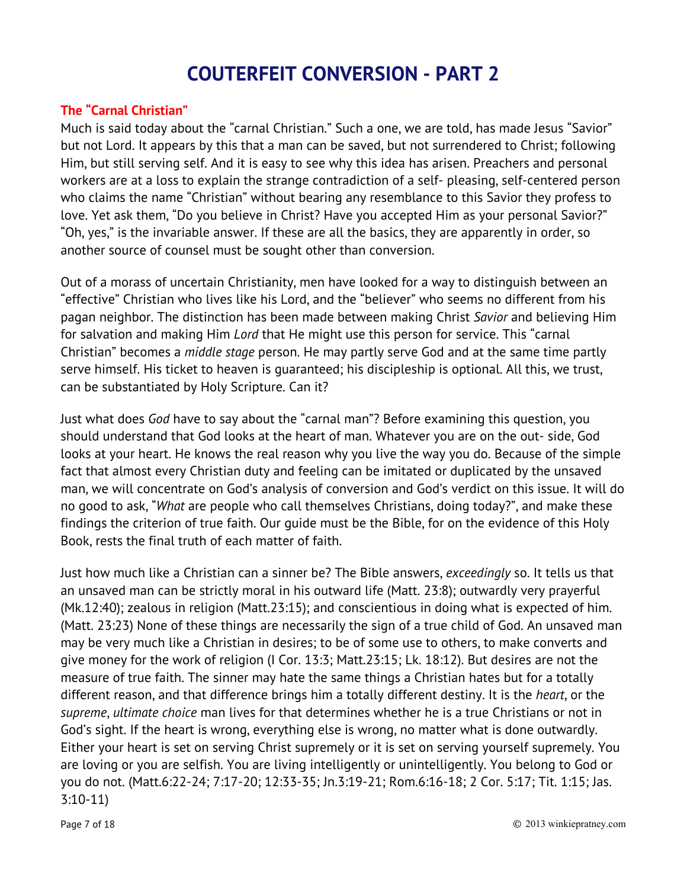# COUTERFEIT CONVERSION - PART 2

## The "Carnal Christian"

Much is said today about the "carnal Christian." Such a one, we are told, has made Jesus "Savior" but not Lord. It appears by this that a man can be saved, but not surrendered to Christ; following Him, but still serving self. And it is easy to see why this idea has arisen. Preachers and personal workers are at a loss to explain the strange contradiction of a self- pleasing, self-centered person who claims the name "Christian" without bearing any resemblance to this Savior they profess to love. Yet ask them, "Do you believe in Christ? Have you accepted Him as your personal Savior?" "Oh, yes," is the invariable answer. If these are all the basics, they are apparently in order, so another source of counsel must be sought other than conversion.

Out of a morass of uncertain Christianity, men have looked for a way to distinguish between an "effective" Christian who lives like his Lord, and the "believer" who seems no different from his pagan neighbor. The distinction has been made between making Christ *Savior* and believing Him for salvation and making Him *Lord* that He might use this person for service. This "carnal Christian" becomes a *middle stage* person. He may partly serve God and at the same time partly serve himself. His ticket to heaven is guaranteed; his discipleship is optional. All this, we trust, can be substantiated by Holy Scripture. Can it?

Just what does *God* have to say about the "carnal man"? Before examining this question, you should understand that God looks at the heart of man. Whatever you are on the out- side, God looks at your heart. He knows the real reason why you live the way you do. Because of the simple fact that almost every Christian duty and feeling can be imitated or duplicated by the unsaved man, we will concentrate on God's analysis of conversion and God's verdict on this issue. It will do no good to ask, "*What* are people who call themselves Christians, doing today?", and make these findings the criterion of true faith. Our guide must be the Bible, for on the evidence of this Holy Book, rests the final truth of each matter of faith.

Just how much like a Christian can a sinner be? The Bible answers, *exceedingly* so. It tells us that an unsaved man can be strictly moral in his outward life (Matt. 23:8); outwardly very prayerful (Mk.12:40); zealous in religion (Matt.23:15); and conscientious in doing what is expected of him. (Matt. 23:23) None of these things are necessarily the sign of a true child of God. An unsaved man may be very much like a Christian in desires; to be of some use to others, to make converts and give money for the work of religion (I Cor. 13:3; Matt.23:15; Lk. 18:12). But desires are not the measure of true faith. The sinner may hate the same things a Christian hates but for a totally different reason, and that difference brings him a totally different destiny. It is the *heart*, or the *supreme*, *ultimate choice* man lives for that determines whether he is a true Christians or not in God's sight. If the heart is wrong, everything else is wrong, no matter what is done outwardly. Either your heart is set on serving Christ supremely or it is set on serving yourself supremely. You are loving or you are selfish. You are living intelligently or unintelligently. You belong to God or you do not. (Matt.6:22-24; 7:17-20; 12:33-35; Jn.3:19-21; Rom.6:16-18; 2 Cor. 5:17; Tit. 1:15; Jas. 3:10-11)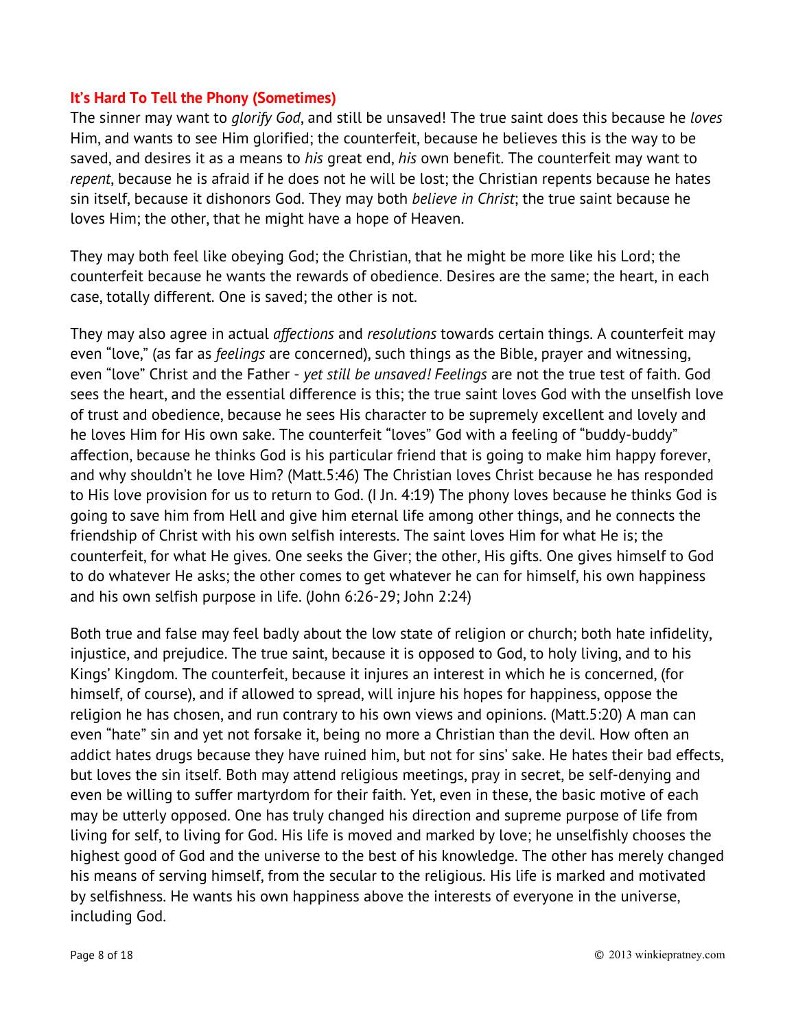### It's Hard To Tell the Phony (Sometimes)

The sinner may want to *glorify God*, and still be unsaved! The true saint does this because he *loves* Him, and wants to see Him glorified; the counterfeit, because he believes this is the way to be saved, and desires it as a means to *his* great end, *his* own benefit. The counterfeit may want to *repent*, because he is afraid if he does not he will be lost; the Christian repents because he hates sin itself, because it dishonors God. They may both *believe in Christ*; the true saint because he loves Him; the other, that he might have a hope of Heaven.

They may both feel like obeying God; the Christian, that he might be more like his Lord; the counterfeit because he wants the rewards of obedience. Desires are the same; the heart, in each case, totally different. One is saved; the other is not.

They may also agree in actual *affections* and *resolutions* towards certain things. A counterfeit may even "love," (as far as *feelings* are concerned), such things as the Bible, prayer and witnessing, even "love" Christ and the Father - *yet still be unsaved! Feelings* are not the true test of faith. God sees the heart, and the essential difference is this; the true saint loves God with the unselfish love of trust and obedience, because he sees His character to be supremely excellent and lovely and he loves Him for His own sake. The counterfeit "loves" God with a feeling of "buddy-buddy" affection, because he thinks God is his particular friend that is going to make him happy forever, and why shouldn't he love Him? (Matt.5:46) The Christian loves Christ because he has responded to His love provision for us to return to God. (I Jn. 4:19) The phony loves because he thinks God is going to save him from Hell and give him eternal life among other things, and he connects the friendship of Christ with his own selfish interests. The saint loves Him for what He is; the counterfeit, for what He gives. One seeks the Giver; the other, His gifts. One gives himself to God to do whatever He asks; the other comes to get whatever he can for himself, his own happiness and his own selfish purpose in life. (John 6:26-29; John 2:24)

Both true and false may feel badly about the low state of religion or church; both hate infidelity, injustice, and prejudice. The true saint, because it is opposed to God, to holy living, and to his Kings' Kingdom. The counterfeit, because it injures an interest in which he is concerned, (for himself, of course), and if allowed to spread, will injure his hopes for happiness, oppose the religion he has chosen, and run contrary to his own views and opinions. (Matt.5:20) A man can even "hate" sin and yet not forsake it, being no more a Christian than the devil. How often an addict hates drugs because they have ruined him, but not for sins' sake. He hates their bad effects, but loves the sin itself. Both may attend religious meetings, pray in secret, be self-denying and even be willing to suffer martyrdom for their faith. Yet, even in these, the basic motive of each may be utterly opposed. One has truly changed his direction and supreme purpose of life from living for self, to living for God. His life is moved and marked by love; he unselfishly chooses the highest good of God and the universe to the best of his knowledge. The other has merely changed his means of serving himself, from the secular to the religious. His life is marked and motivated by selfishness. He wants his own happiness above the interests of everyone in the universe, including God.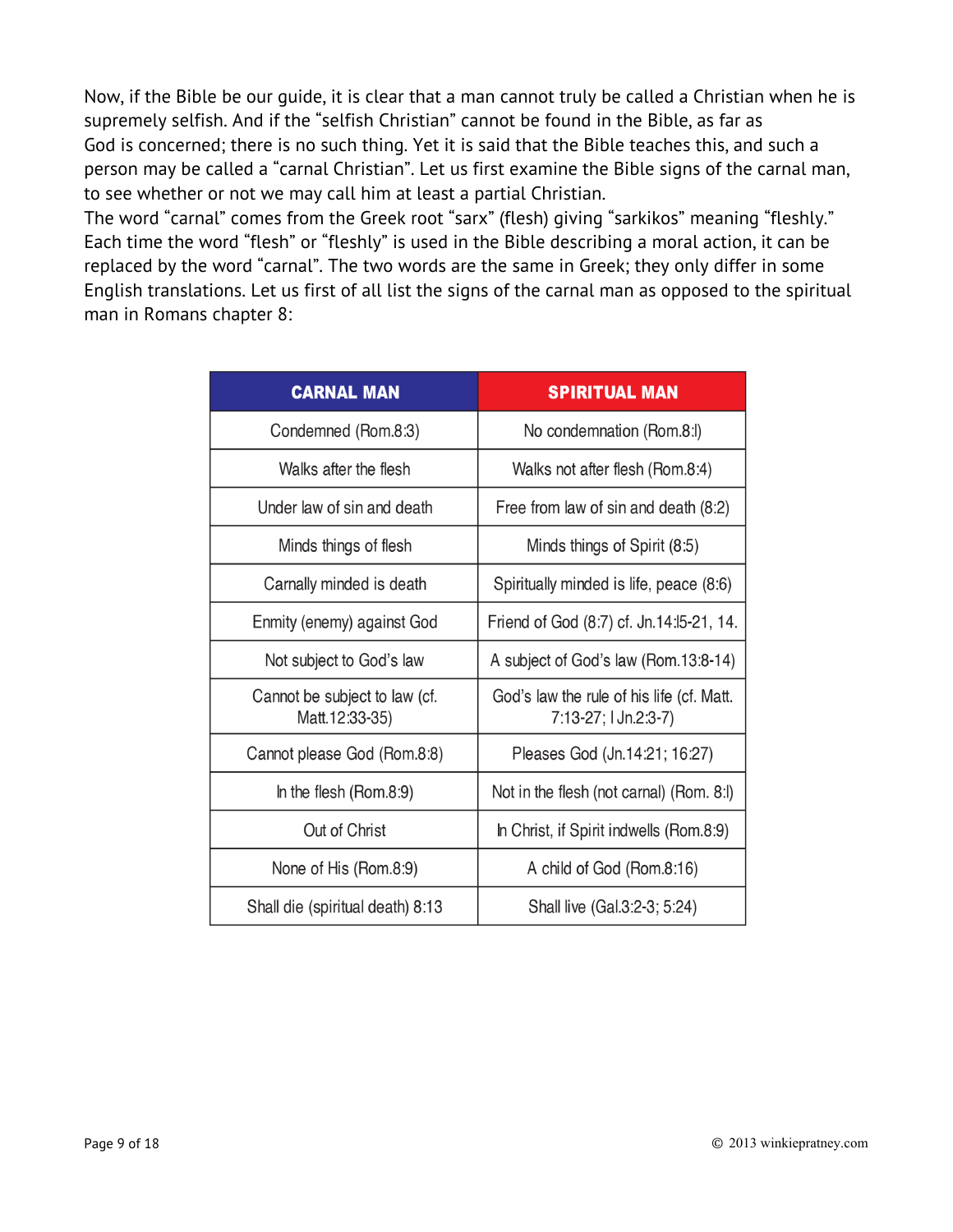Now, if the Bible be our guide, it is clear that a man cannot truly be called a Christian when he is supremely selfish. And if the “selfish Christian” cannot be found in the Bible, as far as God is concerned; there is no such thing. Yet it is said that the Bible teaches this, and such a person may be called a “carnal Christian”. Let us first examine the Bible signs of the carnal man, to see whether or not we may call him at least a partial Christian.

The word “carnal” comes from the Greek root “sarx” (flesh) giving “sarkikos” meaning “fleshly.” Each time the word “flesh” or “fleshly” is used in the Bible describing a moral action, it can be replaced by the word “carnal”. The two words are the same in Greek; they only differ in some English translations. Let us first of all list the signs of the carnal man as opposed to the spiritual man in Romans chapter 8:

| CARNAL MAN | SPIRITUAL MAN |
|---|---|
| Condemned (Rom.8:3) | No condemnation (Rom.8:l) |
| Walks after the flesh | Walks not after flesh (Rom.8:4) |
| Under law of sin and death | Free from law of sin and death (8:2) |
| Minds things of flesh | Minds things of Spirit (8:5) |
| Carnally minded is death | Spiritually minded is life, peace (8:6) |
| Enmity (enemy) against God | Friend of God (8:7) cf. Jn.14:l5-21, 14. |
| Not subject to God’s law | A subject of God’s law (Rom.13:8-14) |
| Cannot be subject to law (cf. Matt.12:33-35) | God’s law the rule of his life (cf. Matt. 7:13-27; I Jn.2:3-7) |
| Cannot please God (Rom.8:8) | Pleases God (Jn.14:21; 16:27) |
| In the flesh (Rom.8:9) | Not in the flesh (not carnal) (Rom. 8:l) |
| Out of Christ | In Christ, if Spirit indwells (Rom.8:9) |
| None of His (Rom.8:9) | A child of God (Rom.8:16) |
| Shall die (spiritual death) 8:13 | Shall live (Gal.3:2-3; 5:24) |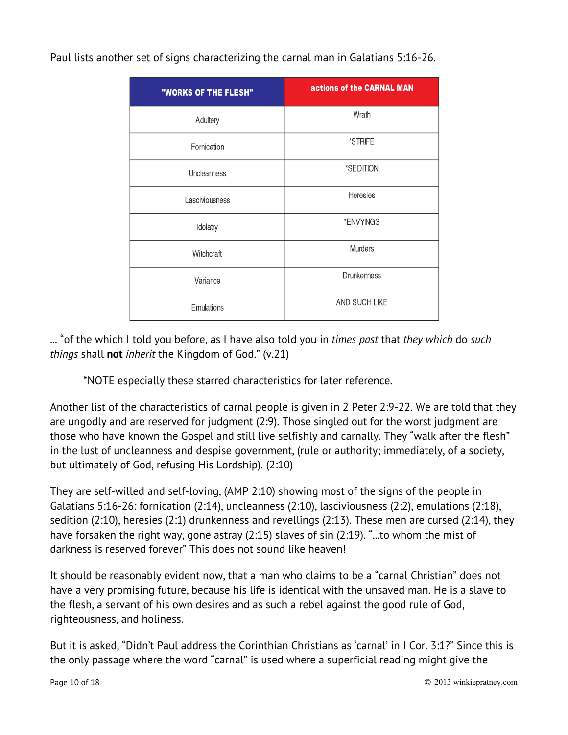Paul lists another set of signs characterizing the carnal man in Galatians 5:16-26.

| "WORKS OF THE FLESH" | actions of the CARNAL MAN |
|---|---|
| Adultery | Wrath |
| Fornication | *STRIFE |
| Uncleanness | *SEDITION |
| Lasciviousness | Heresies |
| Idolatry | *ENVYINGS |
| Witchcraft | Murders |
| Variance | Drunkenness |
| Emulations | AND SUCH LIKE |

... "of the which I told you before, as I have also told you in *times past* that *they which* do *such things* shall **not** *inherit* the Kingdom of God." (v.21)

*NOTE especially these starred characteristics for later reference.

Another list of the characteristics of carnal people is given in 2 Peter 2:9-22. We are told that they are ungodly and are reserved for judgment (2:9). Those singled out for the worst judgment are those who have known the Gospel and still live selfishly and carnally. They "walk after the flesh" in the lust of uncleanness and despise government, (rule or authority; immediately, of a society, but ultimately of God, refusing His Lordship). (2:10)

They are self-willed and self-loving, (AMP 2:10) showing most of the signs of the people in Galatians 5:16-26: fornication (2:14), uncleanness (2:10), lasciviousness (2:2), emulations (2:18), sedition (2:10), heresies (2:1) drunkenness and revellings (2:13). These men are cursed (2:14), they have forsaken the right way, gone astray (2:15) slaves of sin (2:19). "...to whom the mist of darkness is reserved forever" This does not sound like heaven!

It should be reasonably evident now, that a man who claims to be a "carnal Christian" does not have a very promising future, because his life is identical with the unsaved man. He is a slave to the flesh, a servant of his own desires and as such a rebel against the good rule of God, righteousness, and holiness.

But it is asked, "Didn't Paul address the Corinthian Christians as 'carnal' in I Cor. 3:1?" Since this is the only passage where the word "carnal" is used where a superficial reading might give the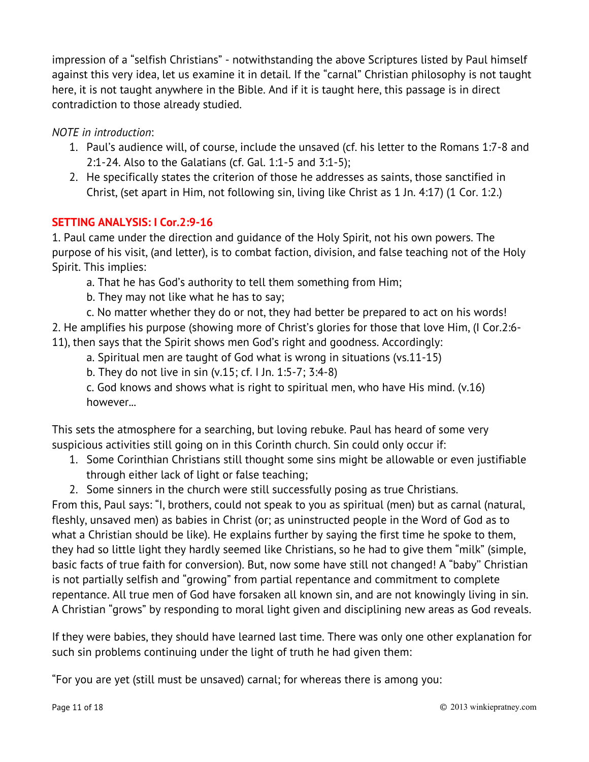impression of a "selfish Christians" - notwithstanding the above Scriptures listed by Paul himself against this very idea, let us examine it in detail. If the "carnal" Christian philosophy is not taught here, it is not taught anywhere in the Bible. And if it is taught here, this passage is in direct contradiction to those already studied.

*NOTE in introduction*:

1. Paul's audience will, of course, include the unsaved (cf. his letter to the Romans 1:7-8 and 2:1-24. Also to the Galatians (cf. Gal. 1:1-5 and 3:1-5);
2. He specifically states the criterion of those he addresses as saints, those sanctified in Christ, (set apart in Him, not following sin, living like Christ as 1 Jn. 4:17) (1 Cor. 1:2.)

**SETTING ANALYSIS: I Cor.2:9-16**

1. Paul came under the direction and guidance of the Holy Spirit, not his own powers. The purpose of his visit, (and letter), is to combat faction, division, and false teaching not of the Holy Spirit. This implies:

  a. That he has God's authority to tell them something from Him;

  b. They may not like what he has to say;

  c. No matter whether they do or not, they had better be prepared to act on his words!

2. He amplifies his purpose (showing more of Christ's glories for those that love Him, (I Cor.2:6-11), then says that the Spirit shows men God's right and goodness. Accordingly:

  a. Spiritual men are taught of God what is wrong in situations (vs.11-15)

  b. They do not live in sin (v.15; cf. I Jn. 1:5-7; 3:4-8)

  c. God knows and shows what is right to spiritual men, who have His mind. (v.16) however...

This sets the atmosphere for a searching, but loving rebuke. Paul has heard of some very suspicious activities still going on in this Corinth church. Sin could only occur if:

1. Some Corinthian Christians still thought some sins might be allowable or even justifiable through either lack of light or false teaching;
2. Some sinners in the church were still successfully posing as true Christians.

From this, Paul says: "I, brothers, could not speak to you as spiritual (men) but as carnal (natural, fleshly, unsaved men) as babies in Christ (or; as uninstructed people in the Word of God as to what a Christian should be like). He explains further by saying the first time he spoke to them, they had so little light they hardly seemed like Christians, so he had to give them "milk" (simple, basic facts of true faith for conversion). But, now some have still not changed! A "baby" Christian is not partially selfish and "growing" from partial repentance and commitment to complete repentance. All true men of God have forsaken all known sin, and are not knowingly living in sin. A Christian "grows" by responding to moral light given and disciplining new areas as God reveals.

If they were babies, they should have learned last time. There was only one other explanation for such sin problems continuing under the light of truth he had given them:

"For you are yet (still must be unsaved) carnal; for whereas there is among you: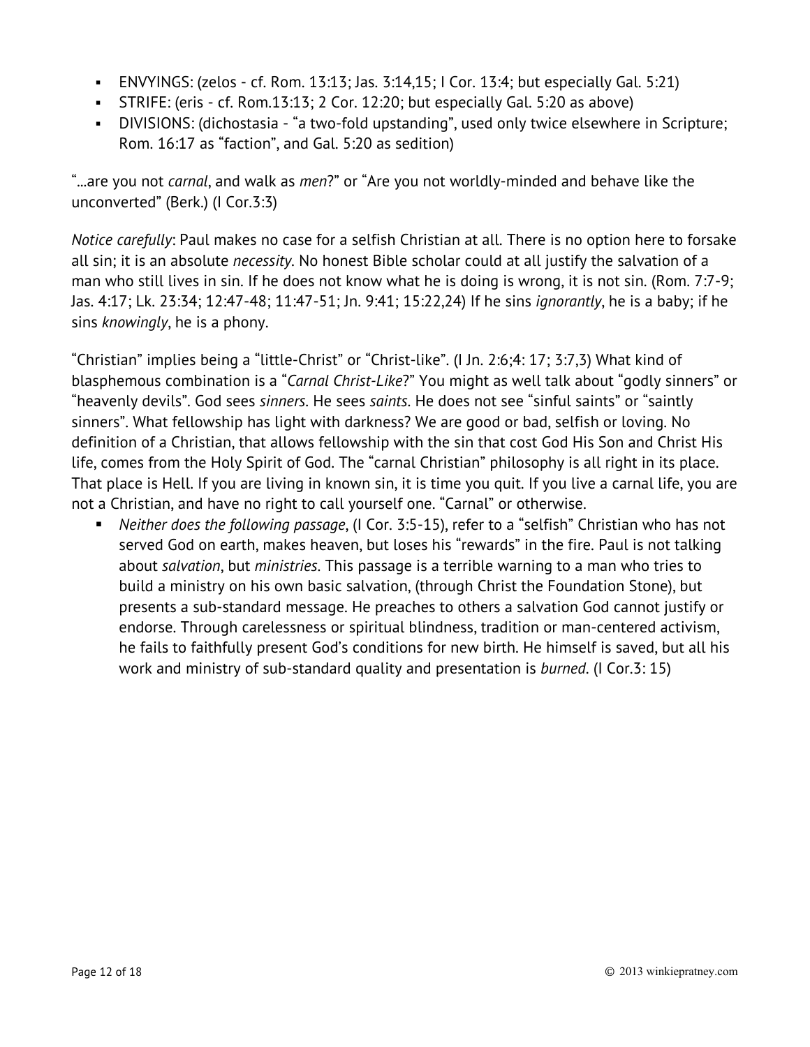- ENVYINGS: (zelos - cf. Rom. 13:13; Jas. 3:14,15; I Cor. 13:4; but especially Gal. 5:21)
- STRIFE: (eris - cf. Rom.13:13; 2 Cor. 12:20; but especially Gal. 5:20 as above)
- DIVISIONS: (dichostasia - "a two-fold upstanding", used only twice elsewhere in Scripture; Rom. 16:17 as "faction", and Gal. 5:20 as sedition)

"...are you not *carnal*, and walk as *men*?" or "Are you not worldly-minded and behave like the unconverted" (Berk.) (I Cor.3:3)

*Notice carefully*: Paul makes no case for a selfish Christian at all. There is no option here to forsake all sin; it is an absolute *necessity*. No honest Bible scholar could at all justify the salvation of a man who still lives in sin. If he does not know what he is doing is wrong, it is not sin. (Rom. 7:7-9; Jas. 4:17; Lk. 23:34; 12:47-48; 11:47-51; Jn. 9:41; 15:22,24) If he sins *ignorantly*, he is a baby; if he sins *knowingly*, he is a phony.

"Christian" implies being a "little-Christ" or "Christ-like". (I Jn. 2:6;4: 17; 3:7,3) What kind of blasphemous combination is a "*Carnal Christ-Like*?" You might as well talk about "godly sinners" or "heavenly devils". God sees *sinners*. He sees *saints*. He does not see "sinful saints" or "saintly sinners". What fellowship has light with darkness? We are good or bad, selfish or loving. No definition of a Christian, that allows fellowship with the sin that cost God His Son and Christ His life, comes from the Holy Spirit of God. The "carnal Christian" philosophy is all right in its place. That place is Hell. If you are living in known sin, it is time you quit. If you live a carnal life, you are not a Christian, and have no right to call yourself one. "Carnal" or otherwise.

- *Neither does the following passage*, (I Cor. 3:5-15), refer to a "selfish" Christian who has not served God on earth, makes heaven, but loses his "rewards" in the fire. Paul is not talking about *salvation*, but *ministries*. This passage is a terrible warning to a man who tries to build a ministry on his own basic salvation, (through Christ the Foundation Stone), but presents a sub-standard message. He preaches to others a salvation God cannot justify or endorse. Through carelessness or spiritual blindness, tradition or man-centered activism, he fails to faithfully present God's conditions for new birth. He himself is saved, but all his work and ministry of sub-standard quality and presentation is *burned*. (I Cor.3: 15)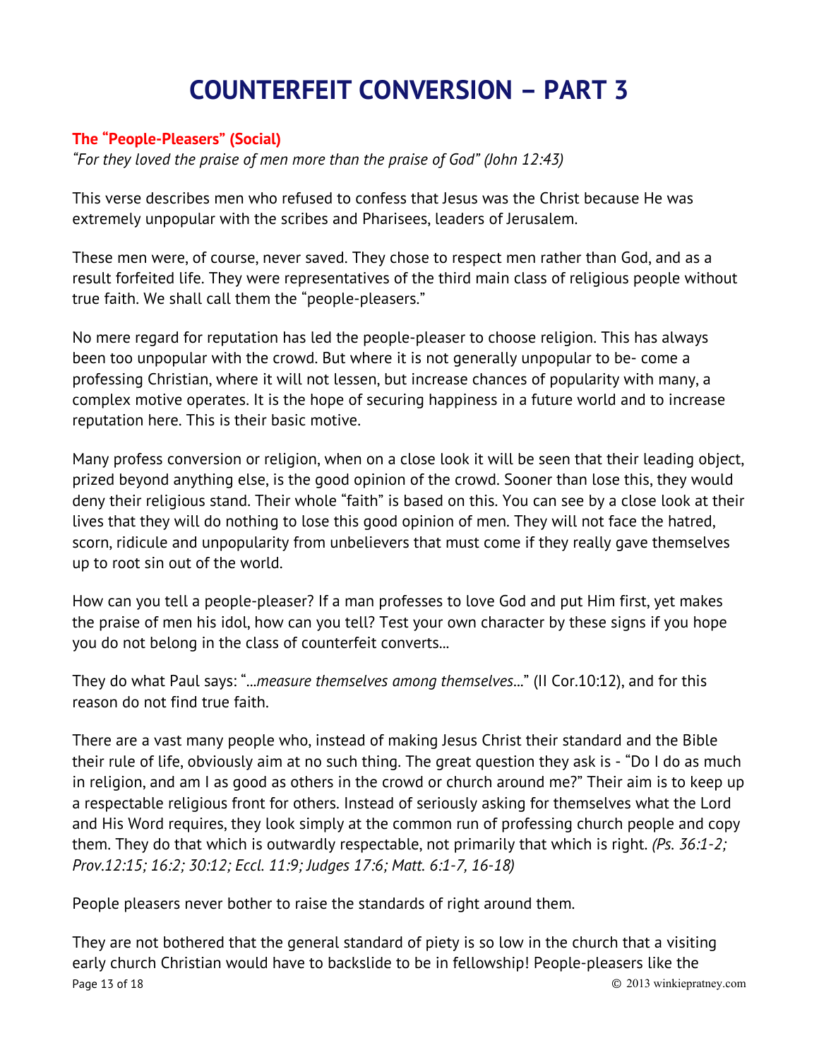# COUNTERFEIT CONVERSION – PART 3

**The "People-Pleasers" (Social)**

*"For they loved the praise of men more than the praise of God" (John 12:43)*

This verse describes men who refused to confess that Jesus was the Christ because He was extremely unpopular with the scribes and Pharisees, leaders of Jerusalem.

These men were, of course, never saved. They chose to respect men rather than God, and as a result forfeited life. They were representatives of the third main class of religious people without true faith. We shall call them the "people-pleasers."

No mere regard for reputation has led the people-pleaser to choose religion. This has always been too unpopular with the crowd. But where it is not generally unpopular to be- come a professing Christian, where it will not lessen, but increase chances of popularity with many, a complex motive operates. It is the hope of securing happiness in a future world and to increase reputation here. This is their basic motive.

Many profess conversion or religion, when on a close look it will be seen that their leading object, prized beyond anything else, is the good opinion of the crowd. Sooner than lose this, they would deny their religious stand. Their whole "faith" is based on this. You can see by a close look at their lives that they will do nothing to lose this good opinion of men. They will not face the hatred, scorn, ridicule and unpopularity from unbelievers that must come if they really gave themselves up to root sin out of the world.

How can you tell a people-pleaser? If a man professes to love God and put Him first, yet makes the praise of men his idol, how can you tell? Test your own character by these signs if you hope you do not belong in the class of counterfeit converts...

They do what Paul says: "...*measure themselves among themselves*..." (II Cor.10:12), and for this reason do not find true faith.

There are a vast many people who, instead of making Jesus Christ their standard and the Bible their rule of life, obviously aim at no such thing. The great question they ask is - "Do I do as much in religion, and am I as good as others in the crowd or church around me?" Their aim is to keep up a respectable religious front for others. Instead of seriously asking for themselves what the Lord and His Word requires, they look simply at the common run of professing church people and copy them. They do that which is outwardly respectable, not primarily that which is right. *(Ps. 36:1-2; Prov.12:15; 16:2; 30:12; Eccl. 11:9; Judges 17:6; Matt. 6:1-7, 16-18)*

People pleasers never bother to raise the standards of right around them.

They are not bothered that the general standard of piety is so low in the church that a visiting early church Christian would have to backslide to be in fellowship! People-pleasers like the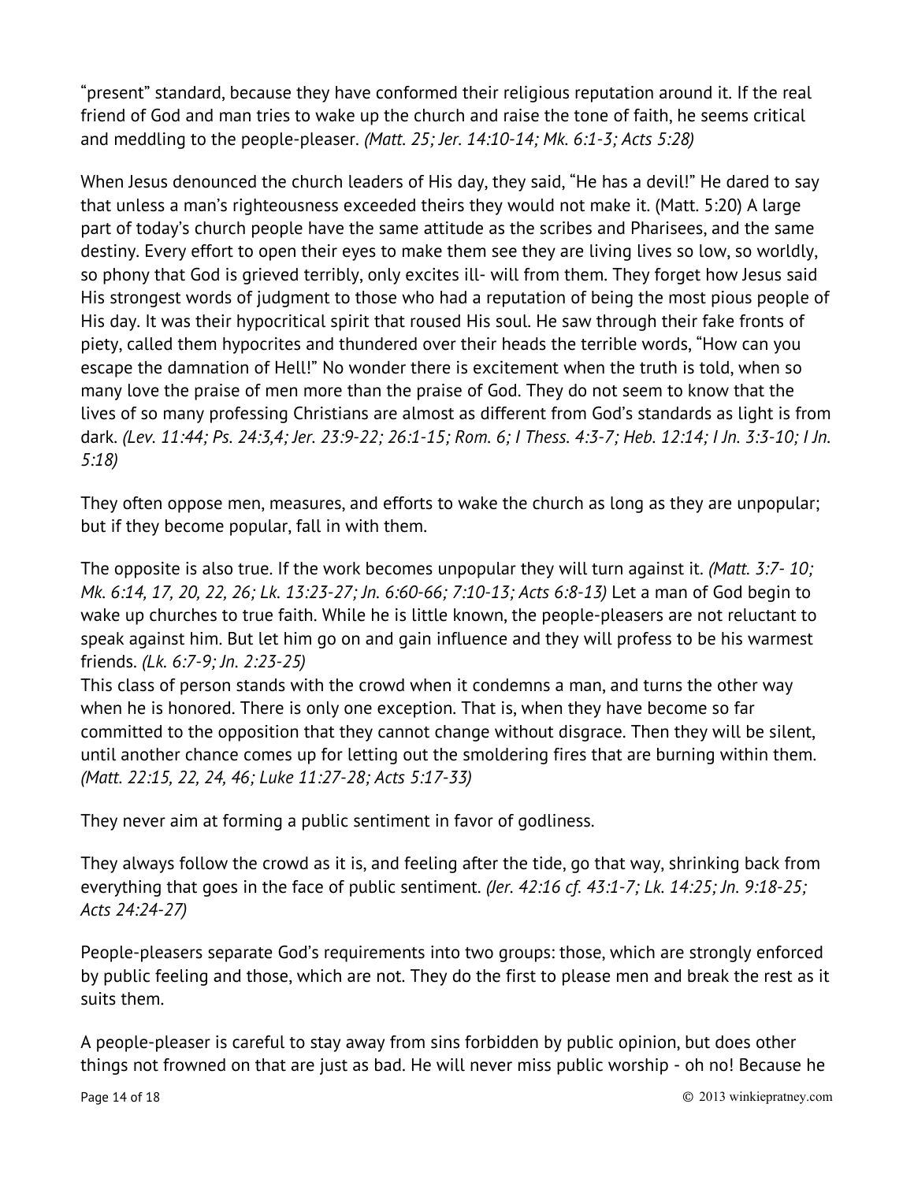"present" standard, because they have conformed their religious reputation around it. If the real friend of God and man tries to wake up the church and raise the tone of faith, he seems critical and meddling to the people-pleaser. *(Matt. 25; Jer. 14:10-14; Mk. 6:1-3; Acts 5:28)*

When Jesus denounced the church leaders of His day, they said, "He has a devil!" He dared to say that unless a man's righteousness exceeded theirs they would not make it. (Matt. 5:20) A large part of today's church people have the same attitude as the scribes and Pharisees, and the same destiny. Every effort to open their eyes to make them see they are living lives so low, so worldly, so phony that God is grieved terribly, only excites ill- will from them. They forget how Jesus said His strongest words of judgment to those who had a reputation of being the most pious people of His day. It was their hypocritical spirit that roused His soul. He saw through their fake fronts of piety, called them hypocrites and thundered over their heads the terrible words, "How can you escape the damnation of Hell!" No wonder there is excitement when the truth is told, when so many love the praise of men more than the praise of God. They do not seem to know that the lives of so many professing Christians are almost as different from God's standards as light is from dark. *(Lev. 11:44; Ps. 24:3,4; Jer. 23:9-22; 26:1-15; Rom. 6; I Thess. 4:3-7; Heb. 12:14; I Jn. 3:3-10; I Jn. 5:18)*

They often oppose men, measures, and efforts to wake the church as long as they are unpopular; but if they become popular, fall in with them.

The opposite is also true. If the work becomes unpopular they will turn against it. *(Matt. 3:7- 10; Mk. 6:14, 17, 20, 22, 26; Lk. 13:23-27; Jn. 6:60-66; 7:10-13; Acts 6:8-13)* Let a man of God begin to wake up churches to true faith. While he is little known, the people-pleasers are not reluctant to speak against him. But let him go on and gain influence and they will profess to be his warmest friends. *(Lk. 6:7-9; Jn. 2:23-25)*

This class of person stands with the crowd when it condemns a man, and turns the other way when he is honored. There is only one exception. That is, when they have become so far committed to the opposition that they cannot change without disgrace. Then they will be silent, until another chance comes up for letting out the smoldering fires that are burning within them. *(Matt. 22:15, 22, 24, 46; Luke 11:27-28; Acts 5:17-33)*

They never aim at forming a public sentiment in favor of godliness.

They always follow the crowd as it is, and feeling after the tide, go that way, shrinking back from everything that goes in the face of public sentiment. *(Jer. 42:16 cf. 43:1-7; Lk. 14:25; Jn. 9:18-25; Acts 24:24-27)*

People-pleasers separate God's requirements into two groups: those, which are strongly enforced by public feeling and those, which are not. They do the first to please men and break the rest as it suits them.

A people-pleaser is careful to stay away from sins forbidden by public opinion, but does other things not frowned on that are just as bad. He will never miss public worship - oh no! Because he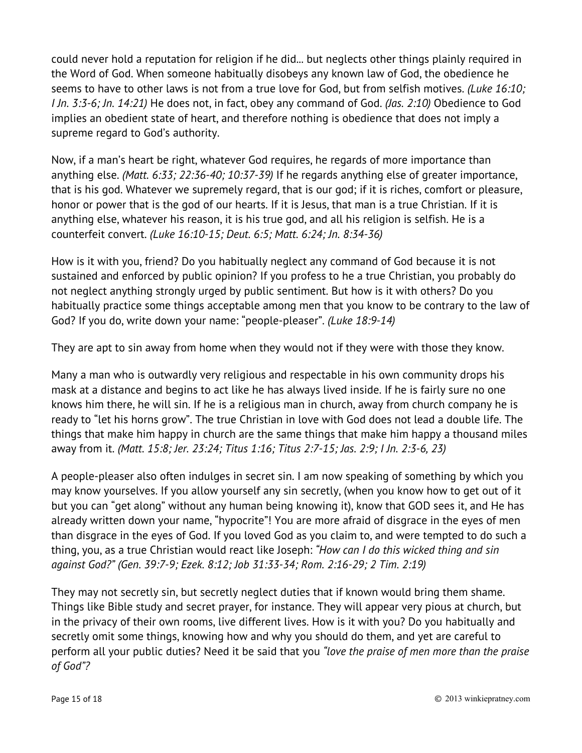could never hold a reputation for religion if he did... but neglects other things plainly required in the Word of God. When someone habitually disobeys any known law of God, the obedience he seems to have to other laws is not from a true love for God, but from selfish motives. *(Luke 16:10; I Jn. 3:3-6; Jn. 14:21)* He does not, in fact, obey any command of God. *(Jas. 2:10)* Obedience to God implies an obedient state of heart, and therefore nothing is obedience that does not imply a supreme regard to God's authority.

Now, if a man's heart be right, whatever God requires, he regards of more importance than anything else. *(Matt. 6:33; 22:36-40; 10:37-39)* If he regards anything else of greater importance, that is his god. Whatever we supremely regard, that is our god; if it is riches, comfort or pleasure, honor or power that is the god of our hearts. If it is Jesus, that man is a true Christian. If it is anything else, whatever his reason, it is his true god, and all his religion is selfish. He is a counterfeit convert. *(Luke 16:10-15; Deut. 6:5; Matt. 6:24; Jn. 8:34-36)*

How is it with you, friend? Do you habitually neglect any command of God because it is not sustained and enforced by public opinion? If you profess to he a true Christian, you probably do not neglect anything strongly urged by public sentiment. But how is it with others? Do you habitually practice some things acceptable among men that you know to be contrary to the law of God? If you do, write down your name: "people-pleaser". *(Luke 18:9-14)*

They are apt to sin away from home when they would not if they were with those they know.

Many a man who is outwardly very religious and respectable in his own community drops his mask at a distance and begins to act like he has always lived inside. If he is fairly sure no one knows him there, he will sin. If he is a religious man in church, away from church company he is ready to "let his horns grow". The true Christian in love with God does not lead a double life. The things that make him happy in church are the same things that make him happy a thousand miles away from it. *(Matt. 15:8; Jer. 23:24; Titus 1:16; Titus 2:7-15; Jas. 2:9; I Jn. 2:3-6, 23)*

A people-pleaser also often indulges in secret sin. I am now speaking of something by which you may know yourselves. If you allow yourself any sin secretly, (when you know how to get out of it but you can "get along" without any human being knowing it), know that GOD sees it, and He has already written down your name, "hypocrite"! You are more afraid of disgrace in the eyes of men than disgrace in the eyes of God. If you loved God as you claim to, and were tempted to do such a thing, you, as a true Christian would react like Joseph: *"How can I do this wicked thing and sin against God?" (Gen. 39:7-9; Ezek. 8:12; Job 31:33-34; Rom. 2:16-29; 2 Tim. 2:19)*

They may not secretly sin, but secretly neglect duties that if known would bring them shame. Things like Bible study and secret prayer, for instance. They will appear very pious at church, but in the privacy of their own rooms, live different lives. How is it with you? Do you habitually and secretly omit some things, knowing how and why you should do them, and yet are careful to perform all your public duties? Need it be said that you *"love the praise of men more than the praise of God"?*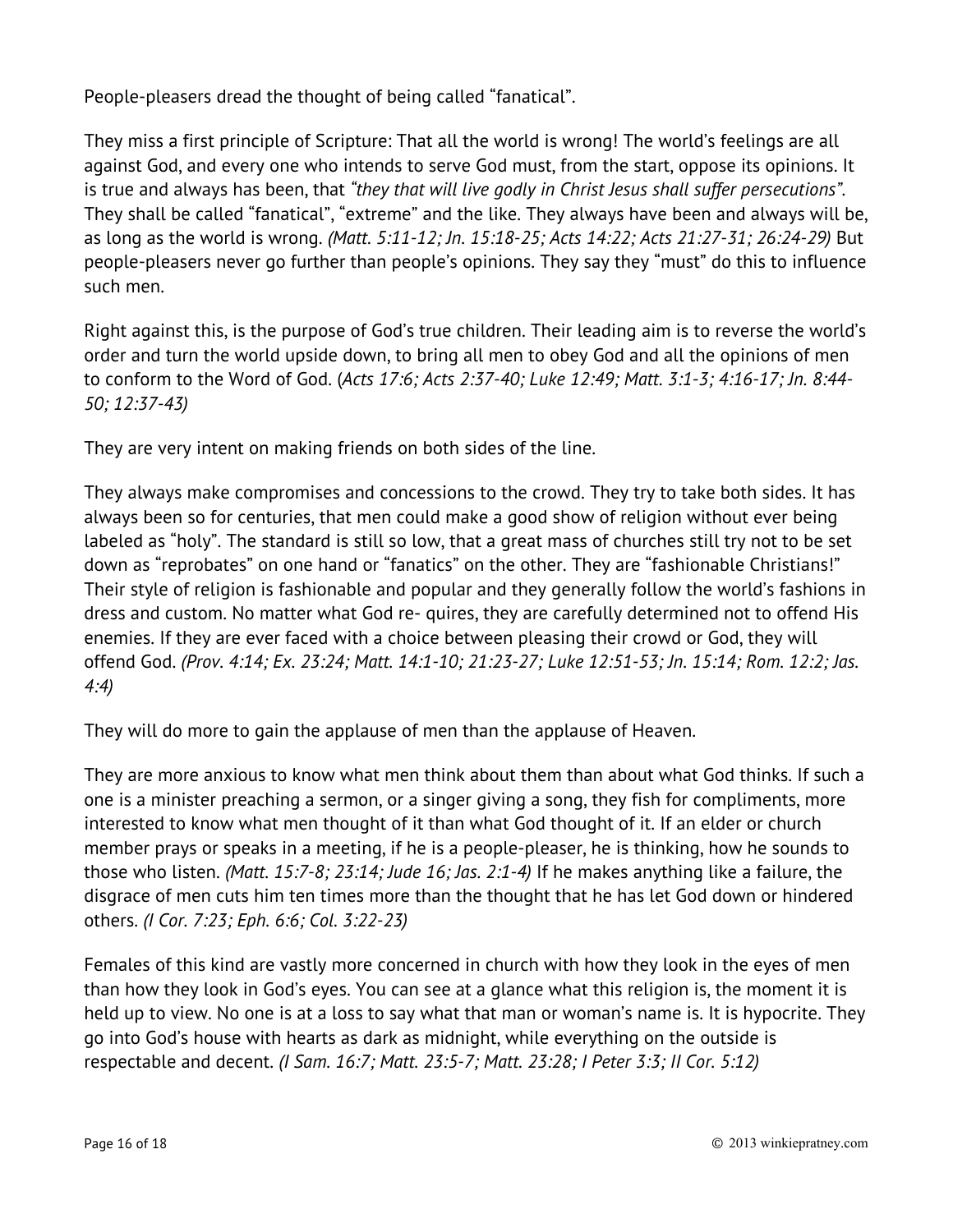People-pleasers dread the thought of being called “fanatical”.

They miss a first principle of Scripture: That all the world is wrong! The world’s feelings are all against God, and every one who intends to serve God must, from the start, oppose its opinions. It is true and always has been, that *“they that will live godly in Christ Jesus shall suffer persecutions”*. They shall be called “fanatical”, “extreme” and the like. They always have been and always will be, as long as the world is wrong. *(Matt. 5:11-12; Jn. 15:18-25; Acts 14:22; Acts 21:27-31; 26:24-29)* But people-pleasers never go further than people’s opinions. They say they “must” do this to influence such men.

Right against this, is the purpose of God’s true children. Their leading aim is to reverse the world’s order and turn the world upside down, to bring all men to obey God and all the opinions of men to conform to the Word of God. (*Acts 17:6; Acts 2:37-40; Luke 12:49; Matt. 3:1-3; 4:16-17; Jn. 8:44-50; 12:37-43)*

They are very intent on making friends on both sides of the line.

They always make compromises and concessions to the crowd. They try to take both sides. It has always been so for centuries, that men could make a good show of religion without ever being labeled as “holy”. The standard is still so low, that a great mass of churches still try not to be set down as “reprobates” on one hand or “fanatics” on the other. They are “fashionable Christians!” Their style of religion is fashionable and popular and they generally follow the world’s fashions in dress and custom. No matter what God re- quires, they are carefully determined not to offend His enemies. If they are ever faced with a choice between pleasing their crowd or God, they will offend God. *(Prov. 4:14; Ex. 23:24; Matt. 14:1-10; 21:23-27; Luke 12:51-53; Jn. 15:14; Rom. 12:2; Jas. 4:4)*

They will do more to gain the applause of men than the applause of Heaven.

They are more anxious to know what men think about them than about what God thinks. If such a one is a minister preaching a sermon, or a singer giving a song, they fish for compliments, more interested to know what men thought of it than what God thought of it. If an elder or church member prays or speaks in a meeting, if he is a people-pleaser, he is thinking, how he sounds to those who listen. *(Matt. 15:7-8; 23:14; Jude 16; Jas. 2:1-4)* If he makes anything like a failure, the disgrace of men cuts him ten times more than the thought that he has let God down or hindered others. *(I Cor. 7:23; Eph. 6:6; Col. 3:22-23)*

Females of this kind are vastly more concerned in church with how they look in the eyes of men than how they look in God’s eyes. You can see at a glance what this religion is, the moment it is held up to view. No one is at a loss to say what that man or woman’s name is. It is hypocrite. They go into God’s house with hearts as dark as midnight, while everything on the outside is respectable and decent. *(I Sam. 16:7; Matt. 23:5-7; Matt. 23:28; I Peter 3:3; II Cor. 5:12)*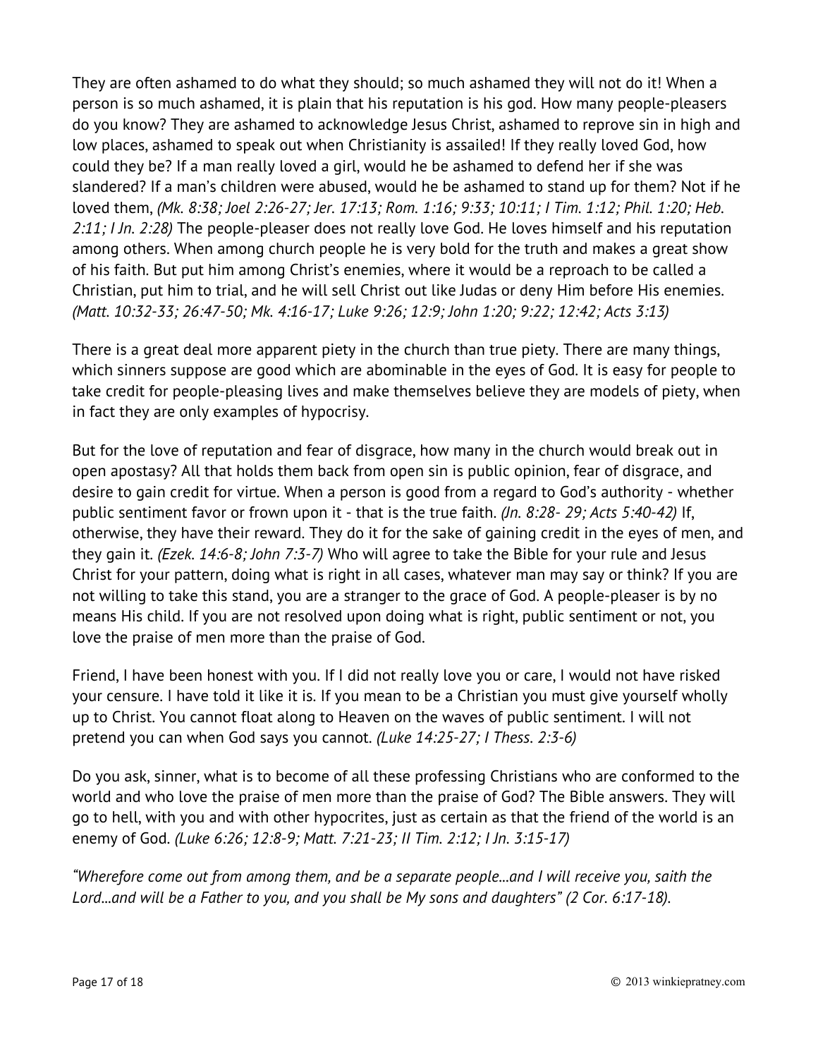They are often ashamed to do what they should; so much ashamed they will not do it! When a person is so much ashamed, it is plain that his reputation is his god. How many people-pleasers do you know? They are ashamed to acknowledge Jesus Christ, ashamed to reprove sin in high and low places, ashamed to speak out when Christianity is assailed! If they really loved God, how could they be? If a man really loved a girl, would he be ashamed to defend her if she was slandered? If a man's children were abused, would he be ashamed to stand up for them? Not if he loved them, *(Mk. 8:38; Joel 2:26-27; Jer. 17:13; Rom. 1:16; 9:33; 10:11; I Tim. 1:12; Phil. 1:20; Heb. 2:11; I Jn. 2:28)* The people-pleaser does not really love God. He loves himself and his reputation among others. When among church people he is very bold for the truth and makes a great show of his faith. But put him among Christ's enemies, where it would be a reproach to be called a Christian, put him to trial, and he will sell Christ out like Judas or deny Him before His enemies. *(Matt. 10:32-33; 26:47-50; Mk. 4:16-17; Luke 9:26; 12:9; John 1:20; 9:22; 12:42; Acts 3:13)*

There is a great deal more apparent piety in the church than true piety. There are many things, which sinners suppose are good which are abominable in the eyes of God. It is easy for people to take credit for people-pleasing lives and make themselves believe they are models of piety, when in fact they are only examples of hypocrisy.

But for the love of reputation and fear of disgrace, how many in the church would break out in open apostasy? All that holds them back from open sin is public opinion, fear of disgrace, and desire to gain credit for virtue. When a person is good from a regard to God's authority - whether public sentiment favor or frown upon it - that is the true faith. *(Jn. 8:28- 29; Acts 5:40-42)* If, otherwise, they have their reward. They do it for the sake of gaining credit in the eyes of men, and they gain it. *(Ezek. 14:6-8; John 7:3-7)* Who will agree to take the Bible for your rule and Jesus Christ for your pattern, doing what is right in all cases, whatever man may say or think? If you are not willing to take this stand, you are a stranger to the grace of God. A people-pleaser is by no means His child. If you are not resolved upon doing what is right, public sentiment or not, you love the praise of men more than the praise of God.

Friend, I have been honest with you. If I did not really love you or care, I would not have risked your censure. I have told it like it is. If you mean to be a Christian you must give yourself wholly up to Christ. You cannot float along to Heaven on the waves of public sentiment. I will not pretend you can when God says you cannot. *(Luke 14:25-27; I Thess. 2:3-6)*

Do you ask, sinner, what is to become of all these professing Christians who are conformed to the world and who love the praise of men more than the praise of God? The Bible answers. They will go to hell, with you and with other hypocrites, just as certain as that the friend of the world is an enemy of God. *(Luke 6:26; 12:8-9; Matt. 7:21-23; II Tim. 2:12; I Jn. 3:15-17)*

*"Wherefore come out from among them, and be a separate people...and I will receive you, saith the Lord...and will be a Father to you, and you shall be My sons and daughters" (2 Cor. 6:17-18).*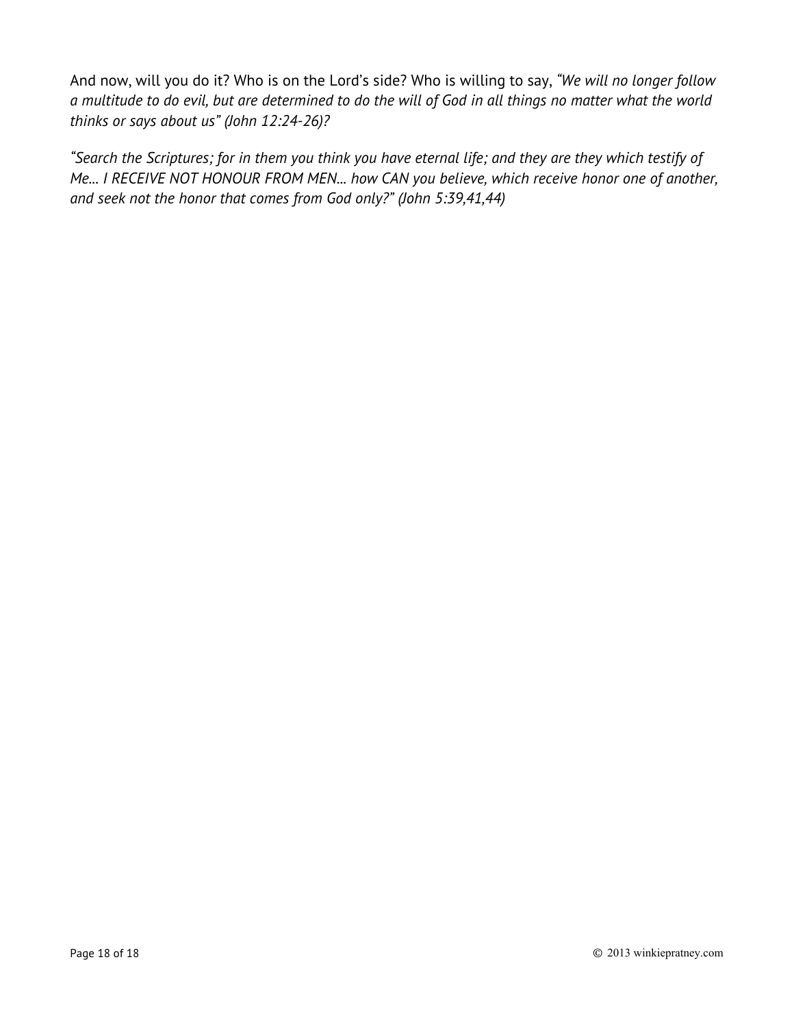And now, will you do it? Who is on the Lord's side? Who is willing to say, *"We will no longer follow a multitude to do evil, but are determined to do the will of God in all things no matter what the world thinks or says about us" (John 12:24-26)?*

*"Search the Scriptures; for in them you think you have eternal life; and they are they which testify of Me... I RECEIVE NOT HONOUR FROM MEN... how CAN you believe, which receive honor one of another, and seek not the honor that comes from God only?" (John 5:39,41,44)*